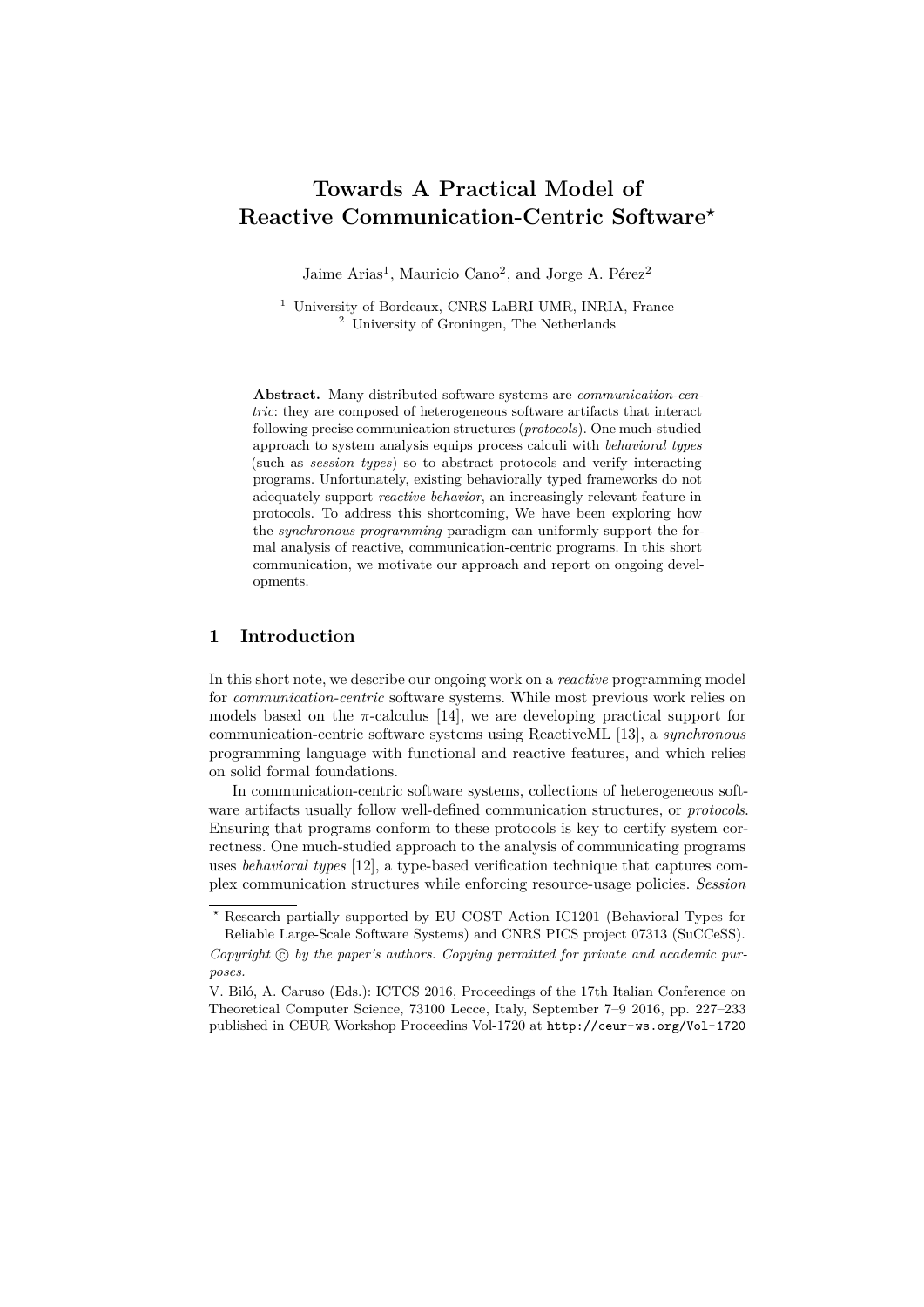# Towards A Practical Model of Reactive Communication-Centric Software*

Jaime Arias[1], Mauricio Cano[2], and Jorge A. Pérez[2]

[1] University of Bordeaux, CNRS LaBRI UMR, INRIA, France
[2] University of Groningen, The Netherlands

**Abstract.** Many distributed software systems are *communication-centric*: they are composed of heterogeneous software artifacts that interact following precise communication structures (*protocols*). One much-studied approach to system analysis equips process calculi with *behavioral types* (such as *session types*) so to abstract protocols and verify interacting programs. Unfortunately, existing behaviorally typed frameworks do not adequately support *reactive behavior*, an increasingly relevant feature in protocols. To address this shortcoming, We have been exploring how the *synchronous programming* paradigm can uniformly support the formal analysis of reactive, communication-centric programs. In this short communication, we motivate our approach and report on ongoing developments.

## 1 Introduction

In this short note, we describe our ongoing work on a *reactive* programming model for *communication-centric* software systems. While most previous work relies on models based on the $\pi$-calculus [14], we are developing practical support for communication-centric software systems using ReactiveML [13], a *synchronous* programming language with functional and reactive features, and which relies on solid formal foundations.

In communication-centric software systems, collections of heterogeneous software artifacts usually follow well-defined communication structures, or *protocols*. Ensuring that programs conform to these protocols is key to certify system correctness. One much-studied approach to the analysis of communicating programs uses *behavioral types* [12], a type-based verification technique that captures complex communication structures while enforcing resource-usage policies. *Session*

---

* Research partially supported by EU COST Action IC1201 (Behavioral Types for Reliable Large-Scale Software Systems) and CNRS PICS project 07313 (SuCCeSS).

*Copyright © by the paper's authors. Copying permitted for private and academic purposes.*

V. Biló, A. Caruso (Eds.): ICTCS 2016, Proceedings of the 17th Italian Conference on Theoretical Computer Science, 73100 Lecce, Italy, September 7–9 2016, pp. 227–233 published in CEUR Workshop Proceedins Vol-1720 at `http://ceur-ws.org/Vol-1720`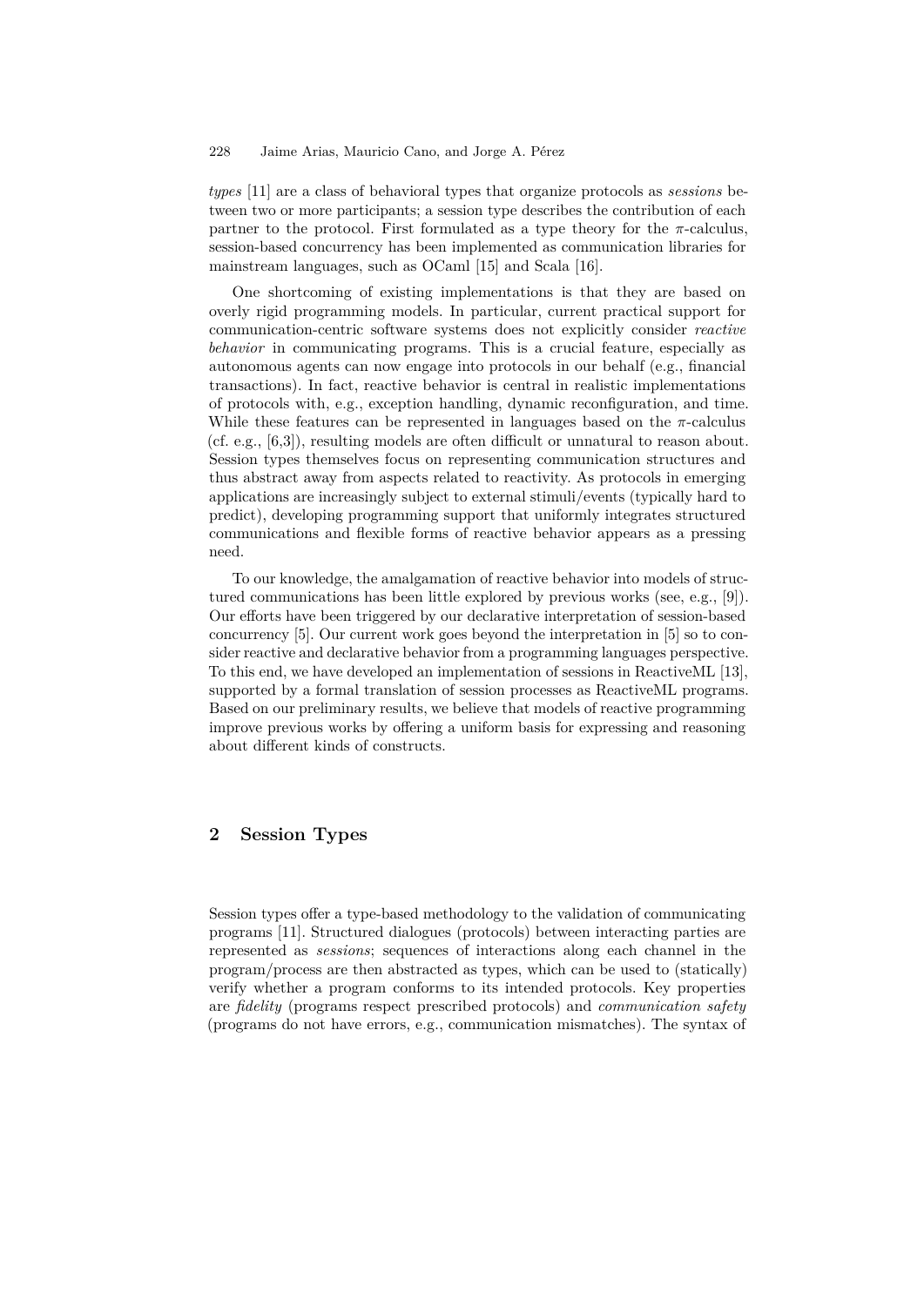*types* [11] are a class of behavioral types that organize protocols as *sessions* between two or more participants; a session type describes the contribution of each partner to the protocol. First formulated as a type theory for the $\pi$-calculus, session-based concurrency has been implemented as communication libraries for mainstream languages, such as OCaml [15] and Scala [16].

One shortcoming of existing implementations is that they are based on overly rigid programming models. In particular, current practical support for communication-centric software systems does not explicitly consider *reactive behavior* in communicating programs. This is a crucial feature, especially as autonomous agents can now engage into protocols in our behalf (e.g., financial transactions). In fact, reactive behavior is central in realistic implementations of protocols with, e.g., exception handling, dynamic reconfiguration, and time. While these features can be represented in languages based on the $\pi$-calculus (cf. e.g., [6,3]), resulting models are often difficult or unnatural to reason about. Session types themselves focus on representing communication structures and thus abstract away from aspects related to reactivity. As protocols in emerging applications are increasingly subject to external stimuli/events (typically hard to predict), developing programming support that uniformly integrates structured communications and flexible forms of reactive behavior appears as a pressing need.

To our knowledge, the amalgamation of reactive behavior into models of structured communications has been little explored by previous works (see, e.g., [9]). Our efforts have been triggered by our declarative interpretation of session-based concurrency [5]. Our current work goes beyond the interpretation in [5] so to consider reactive and declarative behavior from a programming languages perspective. To this end, we have developed an implementation of sessions in ReactiveML [13], supported by a formal translation of session processes as ReactiveML programs. Based on our preliminary results, we believe that models of reactive programming improve previous works by offering a uniform basis for expressing and reasoning about different kinds of constructs.

## 2 Session Types

Session types offer a type-based methodology to the validation of communicating programs [11]. Structured dialogues (protocols) between interacting parties are represented as *sessions*; sequences of interactions along each channel in the program/process are then abstracted as types, which can be used to (statically) verify whether a program conforms to its intended protocols. Key properties are *fidelity* (programs respect prescribed protocols) and *communication safety* (programs do not have errors, e.g., communication mismatches). The syntax of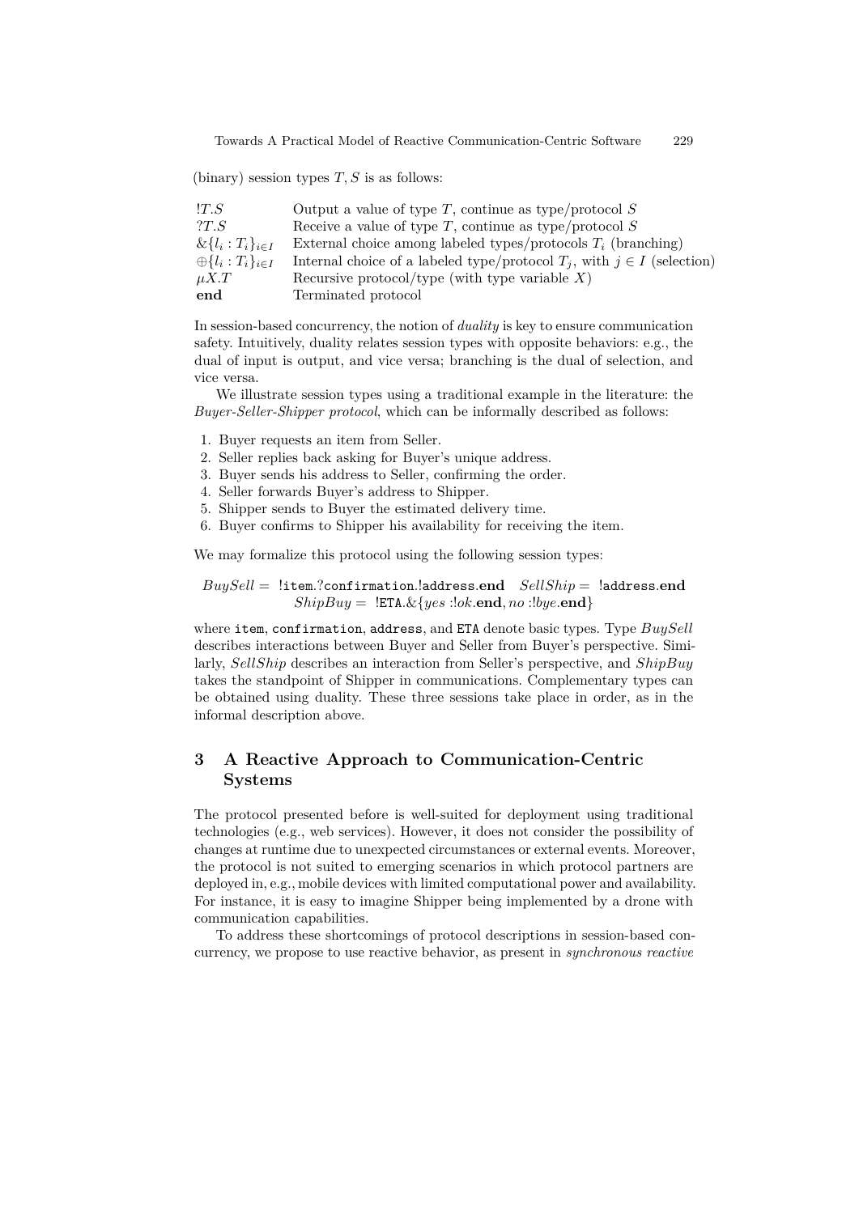(binary) session types $T, S$ is as follows:

| | |
|---|---|
| $!T.S$ | Output a value of type $T$, continue as type/protocol $S$ |
| $?T.S$ | Receive a value of type $T$, continue as type/protocol $S$ |
| $\&\{l_i : T_i\}_{i \in I}$ | External choice among labeled types/protocols $T_i$ (branching) |
| $\oplus\{l_i : T_i\}_{i \in I}$ | Internal choice of a labeled type/protocol $T_j$, with $j \in I$ (selection) |
| $\mu X.T$ | Recursive protocol/type (with type variable $X$) |
| **end** | Terminated protocol |

In session-based concurrency, the notion of *duality* is key to ensure communication safety. Intuitively, duality relates session types with opposite behaviors: e.g., the dual of input is output, and vice versa; branching is the dual of selection, and vice versa.

We illustrate session types using a traditional example in the literature: the *Buyer-Seller-Shipper protocol*, which can be informally described as follows:

1. Buyer requests an item from Seller.
2. Seller replies back asking for Buyer's unique address.
3. Buyer sends his address to Seller, confirming the order.
4. Seller forwards Buyer's address to Shipper.
5. Shipper sends to Buyer the estimated delivery time.
6. Buyer confirms to Shipper his availability for receiving the item.

We may formalize this protocol using the following session types:

$$BuySell = \; !\mathtt{item}.?\mathtt{confirmation}.!\mathtt{address}.\mathbf{end} \quad SellShip = \; !\mathtt{address}.\mathbf{end}$$
$$ShipBuy = \; !\mathtt{ETA}.\&\{yes :!ok.\mathbf{end}, no :!bye.\mathbf{end}\}$$

where `item`, `confirmation`, `address`, and `ETA` denote basic types. Type $BuySell$ describes interactions between Buyer and Seller from Buyer's perspective. Similarly, $SellShip$ describes an interaction from Seller's perspective, and $ShipBuy$ takes the standpoint of Shipper in communications. Complementary types can be obtained using duality. These three sessions take place in order, as in the informal description above.

## 3 A Reactive Approach to Communication-Centric Systems

The protocol presented before is well-suited for deployment using traditional technologies (e.g., web services). However, it does not consider the possibility of changes at runtime due to unexpected circumstances or external events. Moreover, the protocol is not suited to emerging scenarios in which protocol partners are deployed in, e.g., mobile devices with limited computational power and availability. For instance, it is easy to imagine Shipper being implemented by a drone with communication capabilities.

To address these shortcomings of protocol descriptions in session-based concurrency, we propose to use reactive behavior, as present in *synchronous reactive*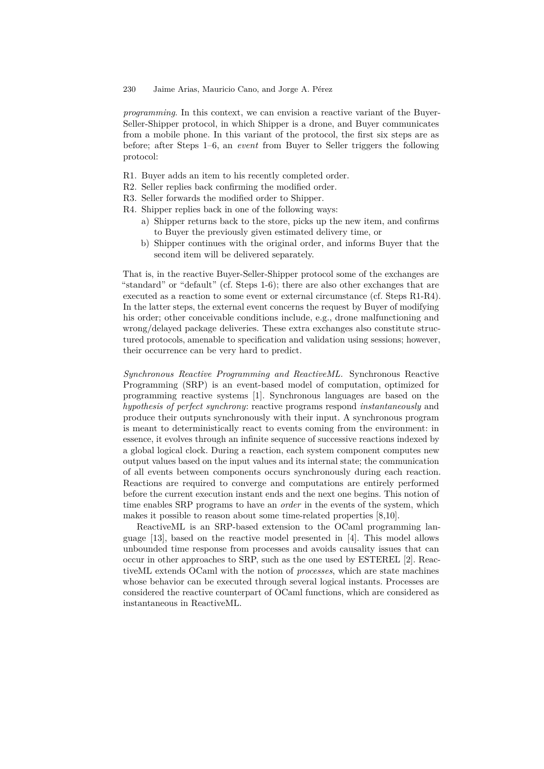*programming*. In this context, we can envision a reactive variant of the Buyer-Seller-Shipper protocol, in which Shipper is a drone, and Buyer communicates from a mobile phone. In this variant of the protocol, the first six steps are as before; after Steps 1–6, an *event* from Buyer to Seller triggers the following protocol:

R1. Buyer adds an item to his recently completed order.
R2. Seller replies back confirming the modified order.
R3. Seller forwards the modified order to Shipper.
R4. Shipper replies back in one of the following ways:
   a) Shipper returns back to the store, picks up the new item, and confirms to Buyer the previously given estimated delivery time, or
   b) Shipper continues with the original order, and informs Buyer that the second item will be delivered separately.

That is, in the reactive Buyer-Seller-Shipper protocol some of the exchanges are "standard" or "default" (cf. Steps 1-6); there are also other exchanges that are executed as a reaction to some event or external circumstance (cf. Steps R1-R4). In the latter steps, the external event concerns the request by Buyer of modifying his order; other conceivable conditions include, e.g., drone malfunctioning and wrong/delayed package deliveries. These extra exchanges also constitute structured protocols, amenable to specification and validation using sessions; however, their occurrence can be very hard to predict.

*Synchronous Reactive Programming and ReactiveML.* Synchronous Reactive Programming (SRP) is an event-based model of computation, optimized for programming reactive systems [1]. Synchronous languages are based on the *hypothesis of perfect synchrony*: reactive programs respond *instantaneously* and produce their outputs synchronously with their input. A synchronous program is meant to deterministically react to events coming from the environment: in essence, it evolves through an infinite sequence of successive reactions indexed by a global logical clock. During a reaction, each system component computes new output values based on the input values and its internal state; the communication of all events between components occurs synchronously during each reaction. Reactions are required to converge and computations are entirely performed before the current execution instant ends and the next one begins. This notion of time enables SRP programs to have an *order* in the events of the system, which makes it possible to reason about some time-related properties [8,10].

ReactiveML is an SRP-based extension to the OCaml programming language [13], based on the reactive model presented in [4]. This model allows unbounded time response from processes and avoids causality issues that can occur in other approaches to SRP, such as the one used by ESTEREL [2]. ReactiveML extends OCaml with the notion of *processes*, which are state machines whose behavior can be executed through several logical instants. Processes are considered the reactive counterpart of OCaml functions, which are considered as instantaneous in ReactiveML.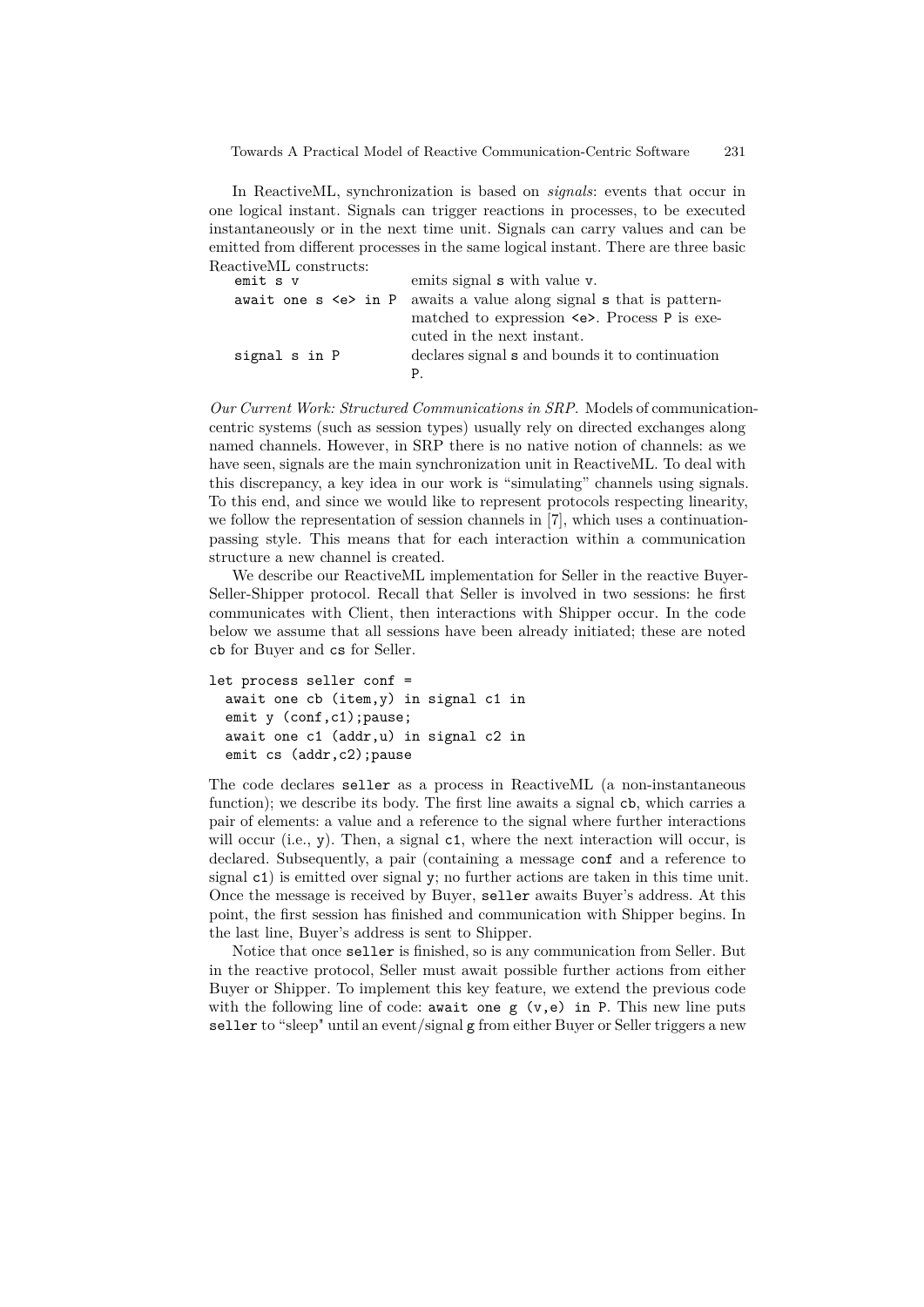In ReactiveML, synchronization is based on *signals*: events that occur in one logical instant. Signals can trigger reactions in processes, to be executed instantaneously or in the next time unit. Signals can carry values and can be emitted from different processes in the same logical instant. There are three basic ReactiveML constructs:

| | |
|---|---|
| `emit s v` | emits signal `s` with value `v`. |
| `await one s <e> in P` | awaits a value along signal `s` that is pattern-matched to expression `<e>`. Process `P` is executed in the next instant. |
| `signal s in P` | declares signal `s` and bounds it to continuation `P`. |

*Our Current Work: Structured Communications in SRP.* Models of communication-centric systems (such as session types) usually rely on directed exchanges along named channels. However, in SRP there is no native notion of channels: as we have seen, signals are the main synchronization unit in ReactiveML. To deal with this discrepancy, a key idea in our work is "simulating" channels using signals. To this end, and since we would like to represent protocols respecting linearity, we follow the representation of session channels in [7], which uses a continuation-passing style. This means that for each interaction within a communication structure a new channel is created.

We describe our ReactiveML implementation for Seller in the reactive Buyer-Seller-Shipper protocol. Recall that Seller is involved in two sessions: he first communicates with Client, then interactions with Shipper occur. In the code below we assume that all sessions have been already initiated; these are noted `cb` for Buyer and `cs` for Seller.

```
let process seller conf =
  await one cb (item,y) in signal c1 in
  emit y (conf,c1);pause;
  await one c1 (addr,u) in signal c2 in
  emit cs (addr,c2);pause
```

The code declares `seller` as a process in ReactiveML (a non-instantaneous function); we describe its body. The first line awaits a signal `cb`, which carries a pair of elements: a value and a reference to the signal where further interactions will occur (i.e., `y`). Then, a signal `c1`, where the next interaction will occur, is declared. Subsequently, a pair (containing a message `conf` and a reference to signal `c1`) is emitted over signal `y`; no further actions are taken in this time unit. Once the message is received by Buyer, `seller` awaits Buyer's address. At this point, the first session has finished and communication with Shipper begins. In the last line, Buyer's address is sent to Shipper.

Notice that once `seller` is finished, so is any communication from Seller. But in the reactive protocol, Seller must await possible further actions from either Buyer or Shipper. To implement this key feature, we extend the previous code with the following line of code: `await one g (v,e) in P`. This new line puts `seller` to "sleep" until an event/signal `g` from either Buyer or Seller triggers a new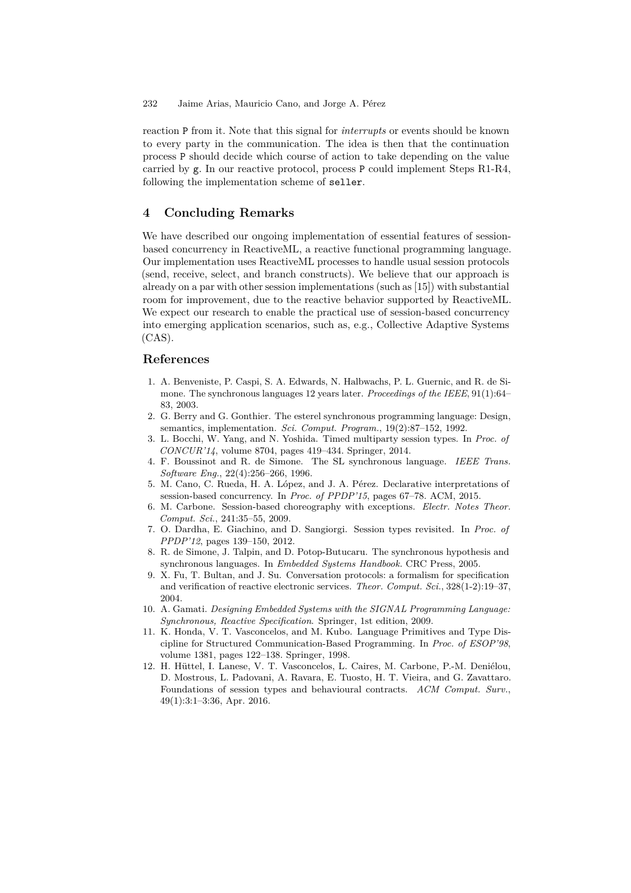reaction `P` from it. Note that this signal for *interrupts* or events should be known to every party in the communication. The idea is then that the continuation process `P` should decide which course of action to take depending on the value carried by `g`. In our reactive protocol, process `P` could implement Steps R1-R4, following the implementation scheme of `seller`.

## 4 Concluding Remarks

We have described our ongoing implementation of essential features of session-based concurrency in ReactiveML, a reactive functional programming language. Our implementation uses ReactiveML processes to handle usual session protocols (send, receive, select, and branch constructs). We believe that our approach is already on a par with other session implementations (such as [15]) with substantial room for improvement, due to the reactive behavior supported by ReactiveML. We expect our research to enable the practical use of session-based concurrency into emerging application scenarios, such as, e.g., Collective Adaptive Systems (CAS).

## References

1. A. Benveniste, P. Caspi, S. A. Edwards, N. Halbwachs, P. L. Guernic, and R. de Simone. The synchronous languages 12 years later. *Proceedings of the IEEE*, 91(1):64–83, 2003.
2. G. Berry and G. Gonthier. The esterel synchronous programming language: Design, semantics, implementation. *Sci. Comput. Program.*, 19(2):87–152, 1992.
3. L. Bocchi, W. Yang, and N. Yoshida. Timed multiparty session types. In *Proc. of CONCUR'14*, volume 8704, pages 419–434. Springer, 2014.
4. F. Boussinot and R. de Simone. The SL synchronous language. *IEEE Trans. Software Eng.*, 22(4):256–266, 1996.
5. M. Cano, C. Rueda, H. A. López, and J. A. Pérez. Declarative interpretations of session-based concurrency. In *Proc. of PPDP'15*, pages 67–78. ACM, 2015.
6. M. Carbone. Session-based choreography with exceptions. *Electr. Notes Theor. Comput. Sci.*, 241:35–55, 2009.
7. O. Dardha, E. Giachino, and D. Sangiorgi. Session types revisited. In *Proc. of PPDP'12*, pages 139–150, 2012.
8. R. de Simone, J. Talpin, and D. Potop-Butucaru. The synchronous hypothesis and synchronous languages. In *Embedded Systems Handbook*. CRC Press, 2005.
9. X. Fu, T. Bultan, and J. Su. Conversation protocols: a formalism for specification and verification of reactive electronic services. *Theor. Comput. Sci.*, 328(1-2):19–37, 2004.
10. A. Gamati. *Designing Embedded Systems with the SIGNAL Programming Language: Synchronous, Reactive Specification*. Springer, 1st edition, 2009.
11. K. Honda, V. T. Vasconcelos, and M. Kubo. Language Primitives and Type Discipline for Structured Communication-Based Programming. In *Proc. of ESOP'98*, volume 1381, pages 122–138. Springer, 1998.
12. H. Hüttel, I. Lanese, V. T. Vasconcelos, L. Caires, M. Carbone, P.-M. Deniélou, D. Mostrous, L. Padovani, A. Ravara, E. Tuosto, H. T. Vieira, and G. Zavattaro. Foundations of session types and behavioural contracts. *ACM Comput. Surv.*, 49(1):3:1–3:36, Apr. 2016.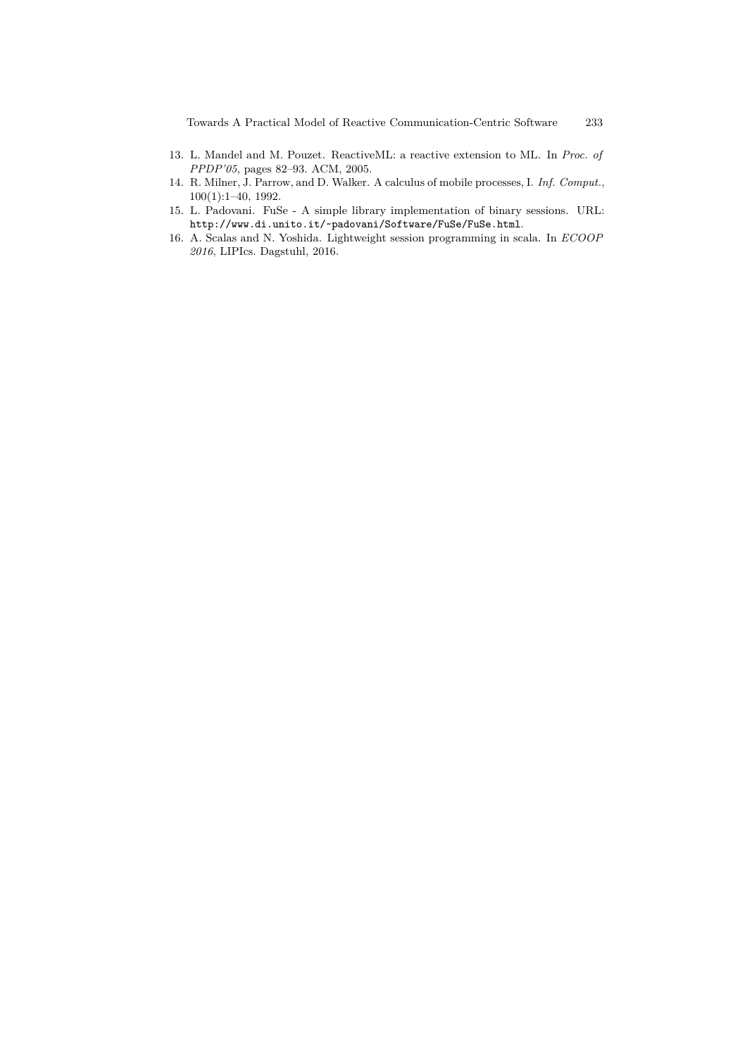13. L. Mandel and M. Pouzet. ReactiveML: a reactive extension to ML. In *Proc. of PPDP'05*, pages 82–93. ACM, 2005.
14. R. Milner, J. Parrow, and D. Walker. A calculus of mobile processes, I. *Inf. Comput.*, 100(1):1–40, 1992.
15. L. Padovani. FuSe - A simple library implementation of binary sessions. URL: `http://www.di.unito.it/~padovani/Software/FuSe/FuSe.html`.
16. A. Scalas and N. Yoshida. Lightweight session programming in scala. In *ECOOP 2016*, LIPIcs. Dagstuhl, 2016.